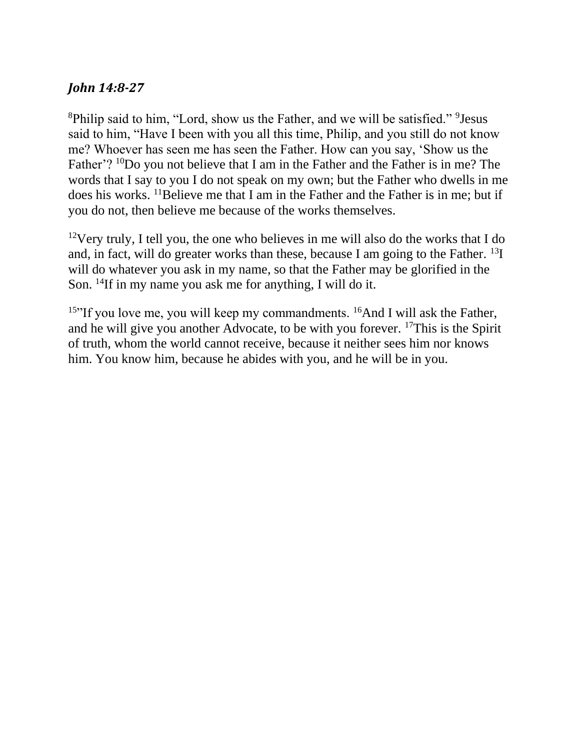### ***John 14:8-27***

[8]Philip said to him, “Lord, show us the Father, and we will be satisfied.” [9]Jesus said to him, “Have I been with you all this time, Philip, and you still do not know me? Whoever has seen me has seen the Father. How can you say, ‘Show us the Father’? [10]Do you not believe that I am in the Father and the Father is in me? The words that I say to you I do not speak on my own; but the Father who dwells in me does his works. [11]Believe me that I am in the Father and the Father is in me; but if you do not, then believe me because of the works themselves.

[12]Very truly, I tell you, the one who believes in me will also do the works that I do and, in fact, will do greater works than these, because I am going to the Father. [13]I will do whatever you ask in my name, so that the Father may be glorified in the Son. [14]If in my name you ask me for anything, I will do it.

[15]”If you love me, you will keep my commandments. [16]And I will ask the Father, and he will give you another Advocate, to be with you forever. [17]This is the Spirit of truth, whom the world cannot receive, because it neither sees him nor knows him. You know him, because he abides with you, and he will be in you.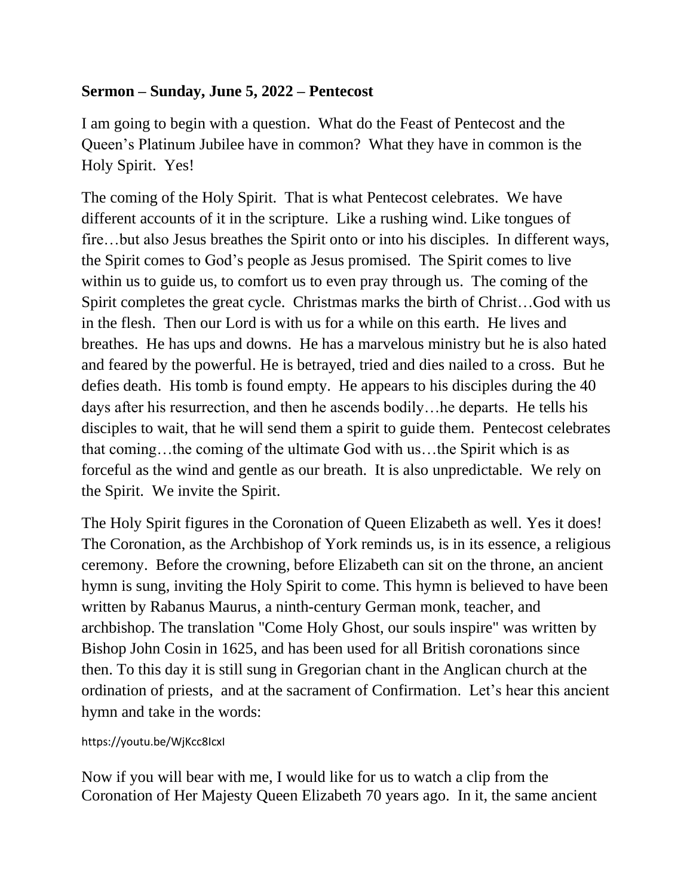**Sermon – Sunday, June 5, 2022 – Pentecost**

I am going to begin with a question. What do the Feast of Pentecost and the Queen's Platinum Jubilee have in common? What they have in common is the Holy Spirit. Yes!

The coming of the Holy Spirit. That is what Pentecost celebrates. We have different accounts of it in the scripture. Like a rushing wind. Like tongues of fire…but also Jesus breathes the Spirit onto or into his disciples. In different ways, the Spirit comes to God's people as Jesus promised. The Spirit comes to live within us to guide us, to comfort us to even pray through us. The coming of the Spirit completes the great cycle. Christmas marks the birth of Christ…God with us in the flesh. Then our Lord is with us for a while on this earth. He lives and breathes. He has ups and downs. He has a marvelous ministry but he is also hated and feared by the powerful. He is betrayed, tried and dies nailed to a cross. But he defies death. His tomb is found empty. He appears to his disciples during the 40 days after his resurrection, and then he ascends bodily…he departs. He tells his disciples to wait, that he will send them a spirit to guide them. Pentecost celebrates that coming…the coming of the ultimate God with us…the Spirit which is as forceful as the wind and gentle as our breath. It is also unpredictable. We rely on the Spirit. We invite the Spirit.

The Holy Spirit figures in the Coronation of Queen Elizabeth as well. Yes it does! The Coronation, as the Archbishop of York reminds us, is in its essence, a religious ceremony. Before the crowning, before Elizabeth can sit on the throne, an ancient hymn is sung, inviting the Holy Spirit to come. This hymn is believed to have been written by Rabanus Maurus, a ninth-century German monk, teacher, and archbishop. The translation "Come Holy Ghost, our souls inspire" was written by Bishop John Cosin in 1625, and has been used for all British coronations since then. To this day it is still sung in Gregorian chant in the Anglican church at the ordination of priests, and at the sacrament of Confirmation. Let's hear this ancient hymn and take in the words:

https://youtu.be/WjKcc8IcxI

Now if you will bear with me, I would like for us to watch a clip from the Coronation of Her Majesty Queen Elizabeth 70 years ago. In it, the same ancient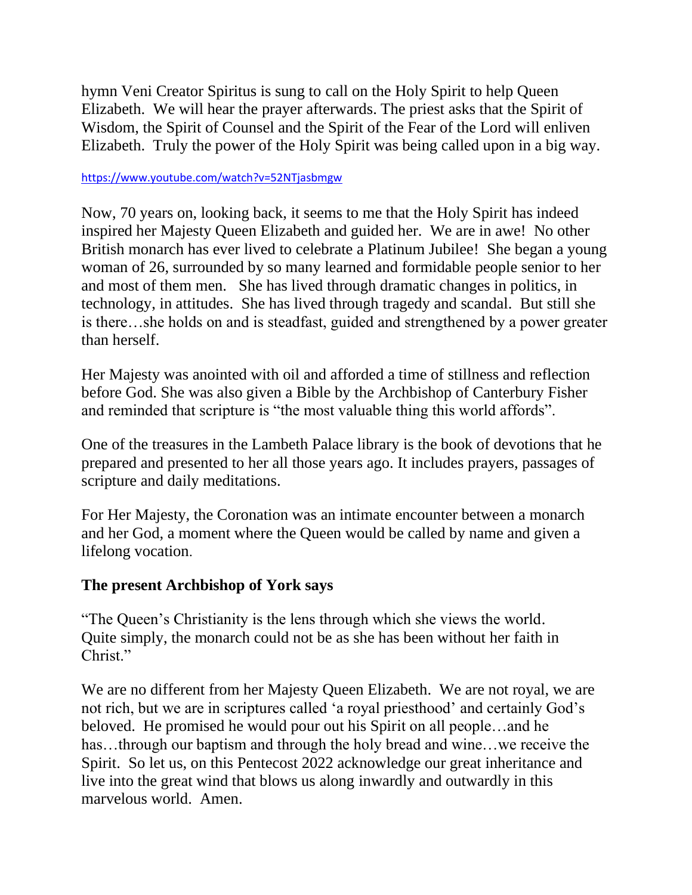hymn Veni Creator Spiritus is sung to call on the Holy Spirit to help Queen Elizabeth. We will hear the prayer afterwards. The priest asks that the Spirit of Wisdom, the Spirit of Counsel and the Spirit of the Fear of the Lord will enliven Elizabeth. Truly the power of the Holy Spirit was being called upon in a big way.

https://www.youtube.com/watch?v=52NTjasbmgw

Now, 70 years on, looking back, it seems to me that the Holy Spirit has indeed inspired her Majesty Queen Elizabeth and guided her. We are in awe! No other British monarch has ever lived to celebrate a Platinum Jubilee! She began a young woman of 26, surrounded by so many learned and formidable people senior to her and most of them men. She has lived through dramatic changes in politics, in technology, in attitudes. She has lived through tragedy and scandal. But still she is there…she holds on and is steadfast, guided and strengthened by a power greater than herself.

Her Majesty was anointed with oil and afforded a time of stillness and reflection before God. She was also given a Bible by the Archbishop of Canterbury Fisher and reminded that scripture is "the most valuable thing this world affords".

One of the treasures in the Lambeth Palace library is the book of devotions that he prepared and presented to her all those years ago. It includes prayers, passages of scripture and daily meditations.

For Her Majesty, the Coronation was an intimate encounter between a monarch and her God, a moment where the Queen would be called by name and given a lifelong vocation.

**The present Archbishop of York says**

"The Queen's Christianity is the lens through which she views the world. Quite simply, the monarch could not be as she has been without her faith in Christ."

We are no different from her Majesty Queen Elizabeth. We are not royal, we are not rich, but we are in scriptures called 'a royal priesthood' and certainly God's beloved. He promised he would pour out his Spirit on all people…and he has…through our baptism and through the holy bread and wine…we receive the Spirit. So let us, on this Pentecost 2022 acknowledge our great inheritance and live into the great wind that blows us along inwardly and outwardly in this marvelous world. Amen.